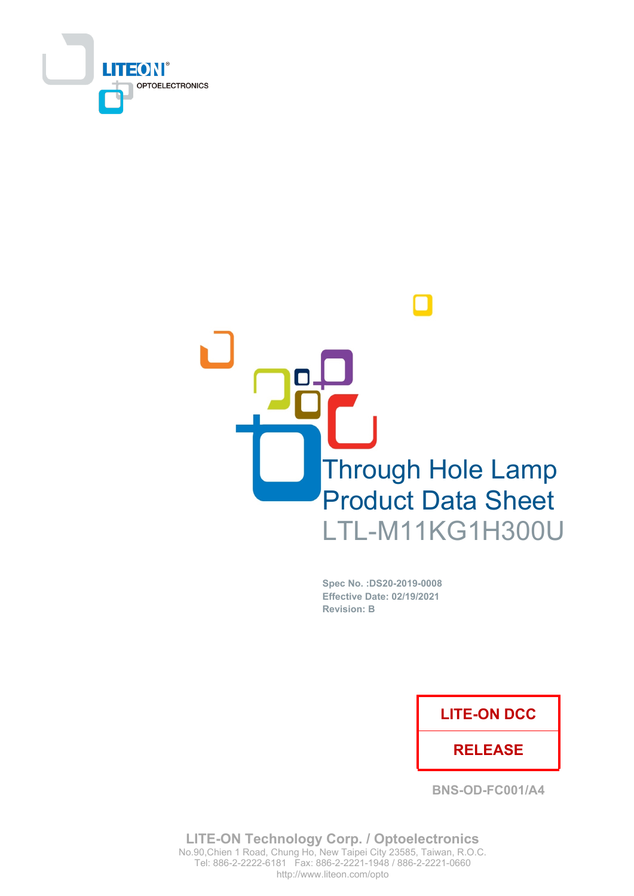LITEON OPTOELECTRONICS

# Through Hole Lamp
# Product Data Sheet
## LTL-M11KG1H300U

**Spec No. :DS20-2019-0008**
**Effective Date: 02/19/2021**
**Revision: B**

| LITE-ON DCC |
|---|
| RELEASE |

**BNS-OD-FC001/A4**

**LITE-ON Technology Corp. / Optoelectronics**
No.90,Chien 1 Road, Chung Ho, New Taipei City 23585, Taiwan, R.O.C.
Tel: 886-2-2222-6181 Fax: 886-2-2221-1948 / 886-2-2221-0660
http://www.liteon.com/opto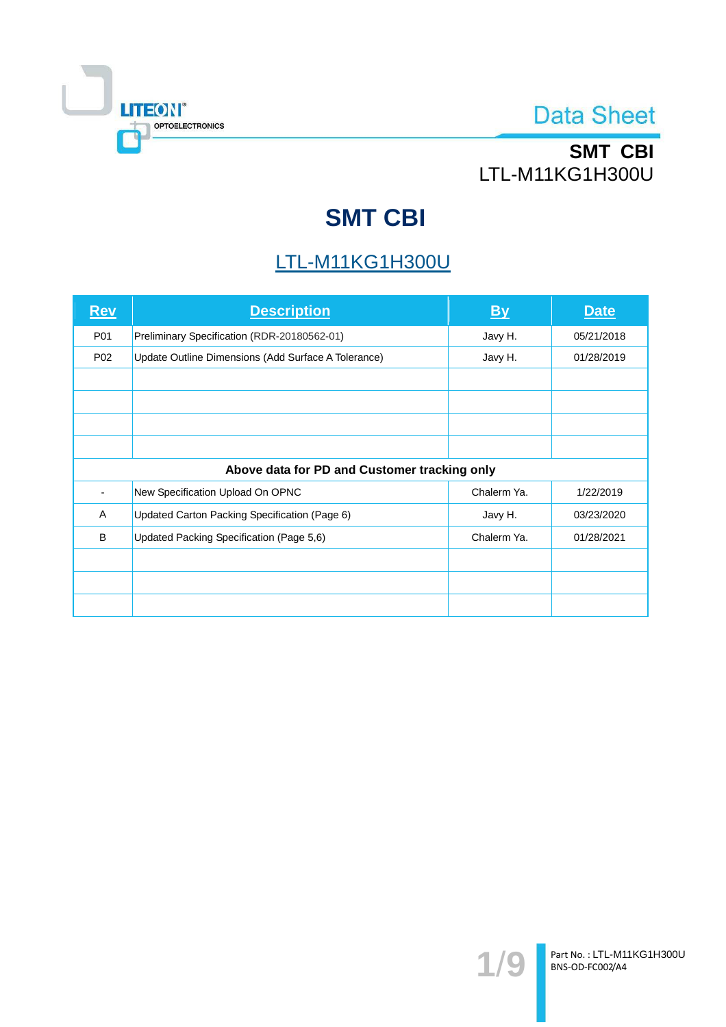# SMT CBI

## LTL-M11KG1H300U

| Rev | Description | By | Date |
|---|---|---|---|
| P01 | Preliminary Specification (RDR-20180562-01) | Javy H. | 05/21/2018 |
| P02 | Update Outline Dimensions (Add Surface A Tolerance) | Javy H. | 01/28/2019 |
| | | | |
| | | | |
| | | | |
| | | | |
| **Above data for PD and Customer tracking only** | | | |
| - | New Specification Upload On OPNC | Chalerm Ya. | 1/22/2019 |
| A | Updated Carton Packing Specification (Page 6) | Javy H. | 03/23/2020 |
| B | Updated Packing Specification (Page 5,6) | Chalerm Ya. | 01/28/2021 |
| | | | |
| | | | |
| | | | |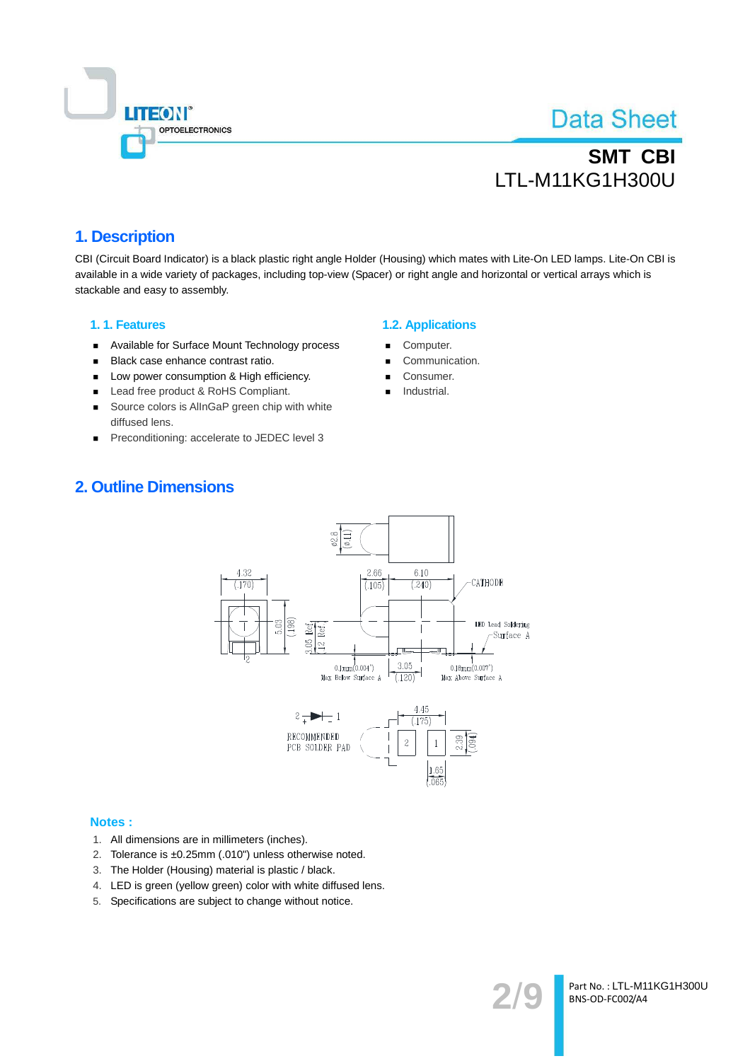# 1. Description

CBI (Circuit Board Indicator) is a black plastic right angle Holder (Housing) which mates with Lite-On LED lamps. Lite-On CBI is available in a wide variety of packages, including top-view (Spacer) or right angle and horizontal or vertical arrays which is stackable and easy to assembly.

### 1. 1. Features

- Available for Surface Mount Technology process
- Black case enhance contrast ratio.
- Low power consumption & High efficiency.
- Lead free product & RoHS Compliant.
- Source colors is AlInGaP green chip with white diffused lens.
- Preconditioning: accelerate to JEDEC level 3

### 1.2. Applications

- Computer.
- Communication.
- Consumer.
- Industrial.

# 2. Outline Dimensions

### Notes :

1. All dimensions are in millimeters (inches).
2. Tolerance is ±0.25mm (.010") unless otherwise noted.
3. The Holder (Housing) material is plastic / black.
4. LED is green (yellow green) color with white diffused lens.
5. Specifications are subject to change without notice.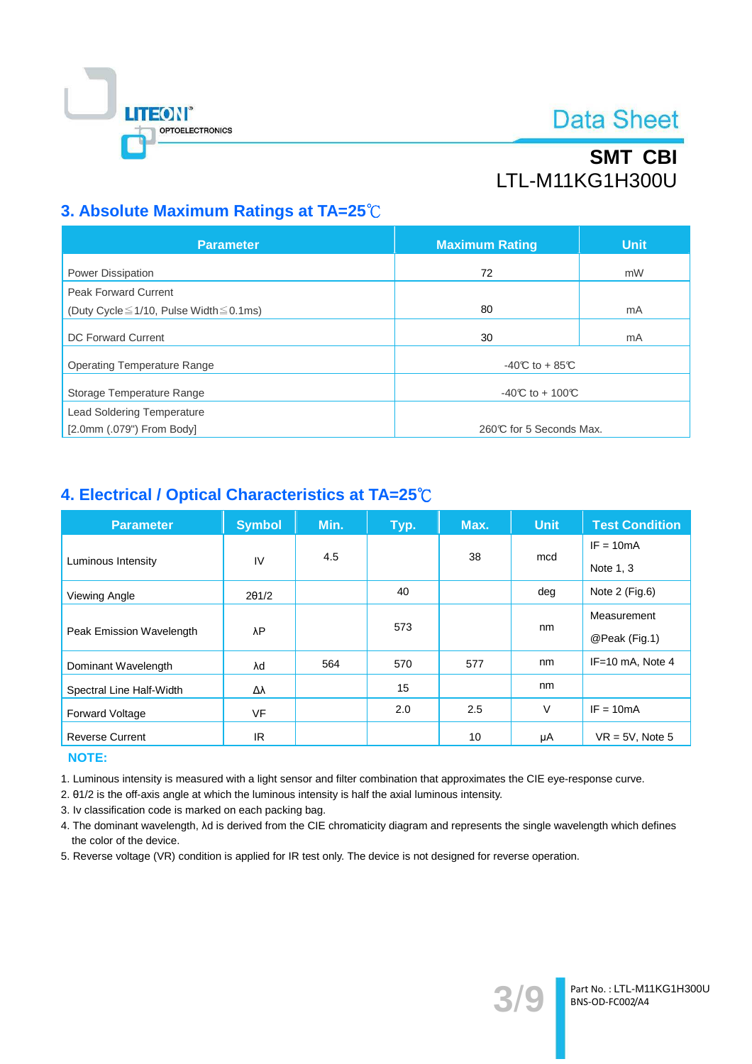## 3. Absolute Maximum Ratings at TA=25℃

| Parameter | Maximum Rating | Unit |
|---|---|---|
| Power Dissipation | 72 | mW |
| Peak Forward Current (Duty Cycle≦1/10, Pulse Width≦0.1ms) | 80 | mA |
| DC Forward Current | 30 | mA |
| Operating Temperature Range | -40℃ to + 85℃ | |
| Storage Temperature Range | -40℃ to + 100℃ | |
| Lead Soldering Temperature [2.0mm (.079") From Body] | 260℃ for 5 Seconds Max. | |

## 4. Electrical / Optical Characteristics at TA=25℃

| Parameter | Symbol | Min. | Typ. | Max. | Unit | Test Condition |
|---|---|---|---|---|---|---|
| Luminous Intensity | IV | 4.5 | | 38 | mcd | IF = 10mA Note 1, 3 |
| Viewing Angle | 2θ1/2 | | 40 | | deg | Note 2 (Fig.6) |
| Peak Emission Wavelength | λP | | 573 | | nm | Measurement @Peak (Fig.1) |
| Dominant Wavelength | λd | 564 | 570 | 577 | nm | IF=10 mA, Note 4 |
| Spectral Line Half-Width | Δλ | | 15 | | nm | |
| Forward Voltage | VF | | 2.0 | 2.5 | V | IF = 10mA |
| Reverse Current | IR | | | 10 | μA | VR = 5V, Note 5 |

**NOTE:**

1. Luminous intensity is measured with a light sensor and filter combination that approximates the CIE eye-response curve.
2. θ1/2 is the off-axis angle at which the luminous intensity is half the axial luminous intensity.
3. Iv classification code is marked on each packing bag.
4. The dominant wavelength, λd is derived from the CIE chromaticity diagram and represents the single wavelength which defines the color of the device.
5. Reverse voltage (VR) condition is applied for IR test only. The device is not designed for reverse operation.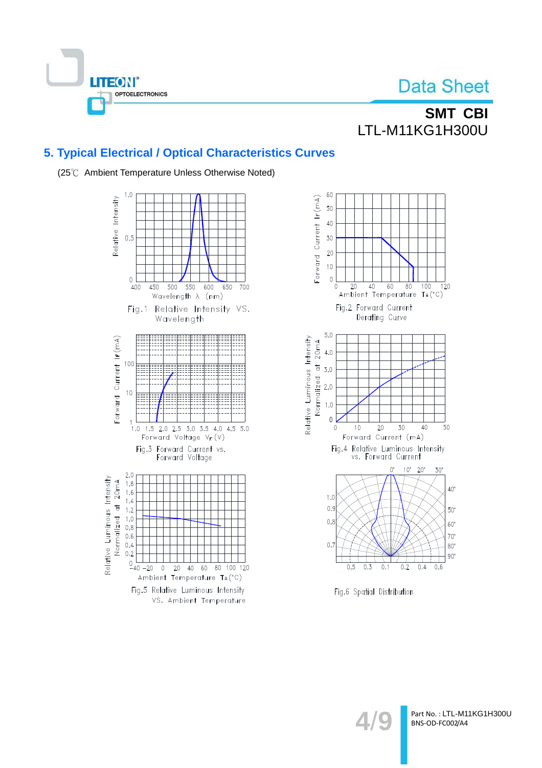## 5. Typical Electrical / Optical Characteristics Curves

(25℃ Ambient Temperature Unless Otherwise Noted)

Fig.1 Relative Intensity VS. Wavelength

Fig.2 Forward Current Derating Curve

Fig.3 Forward Current vs. Forward Voltage

Fig.4 Relative Luminous Intensity vs. Forward Current

Fig.5 Relative Luminous Intensity VS. Ambient Temperature

Fig.6 Spatial Distribution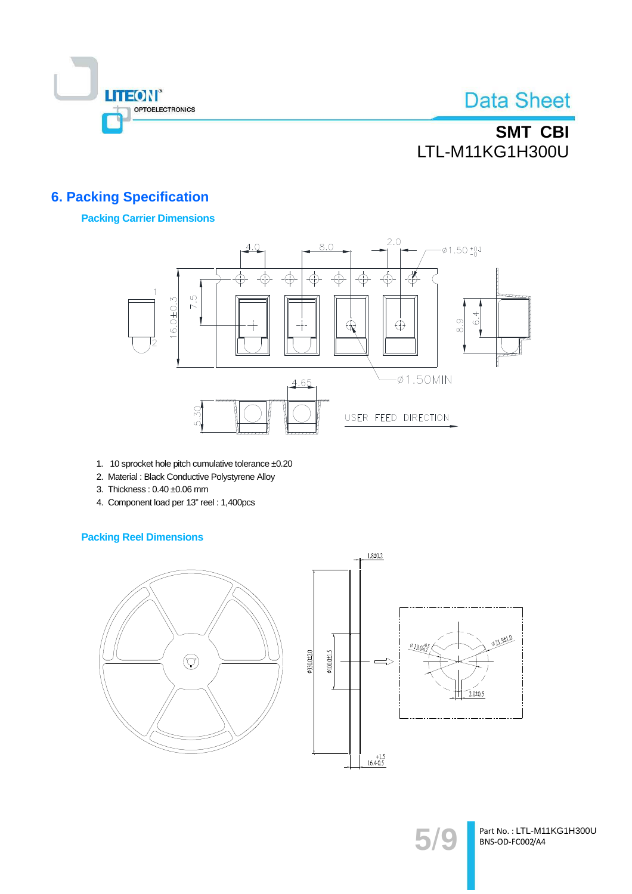## 6. Packing Specification

### Packing Carrier Dimensions

1. 10 sprocket hole pitch cumulative tolerance ±0.20
2. Material : Black Conductive Polystyrene Alloy
3. Thickness : 0.40 ±0.06 mm
4. Component load per 13" reel : 1,400pcs

### Packing Reel Dimensions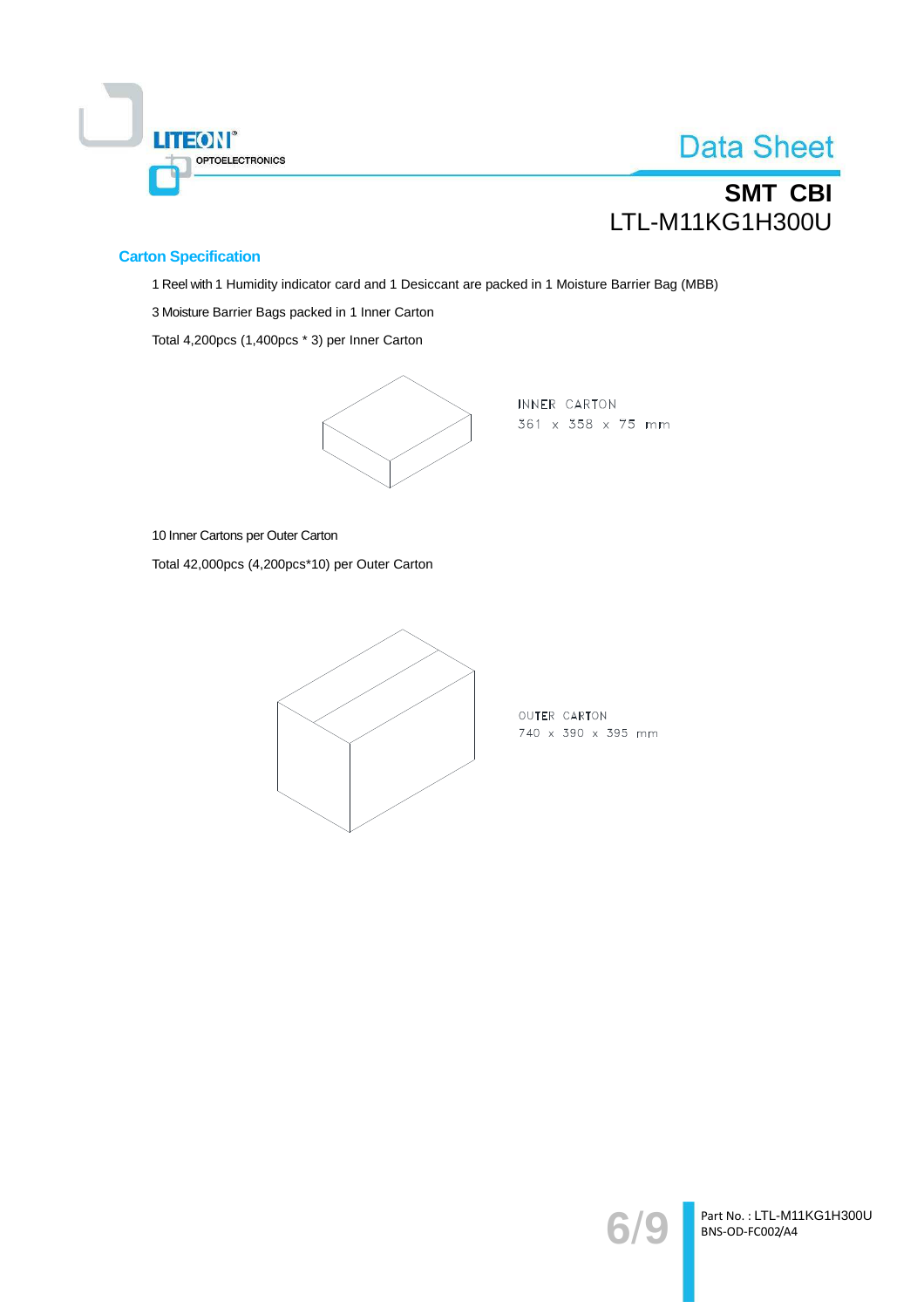## Carton Specification

1 Reel with 1 Humidity indicator card and 1 Desiccant are packed in 1 Moisture Barrier Bag (MBB)

3 Moisture Barrier Bags packed in 1 Inner Carton

Total 4,200pcs (1,400pcs * 3) per Inner Carton

INNER CARTON
361 x 358 x 75 mm

10 Inner Cartons per Outer Carton

Total 42,000pcs (4,200pcs*10) per Outer Carton

OUTER CARTON
740 x 390 x 395 mm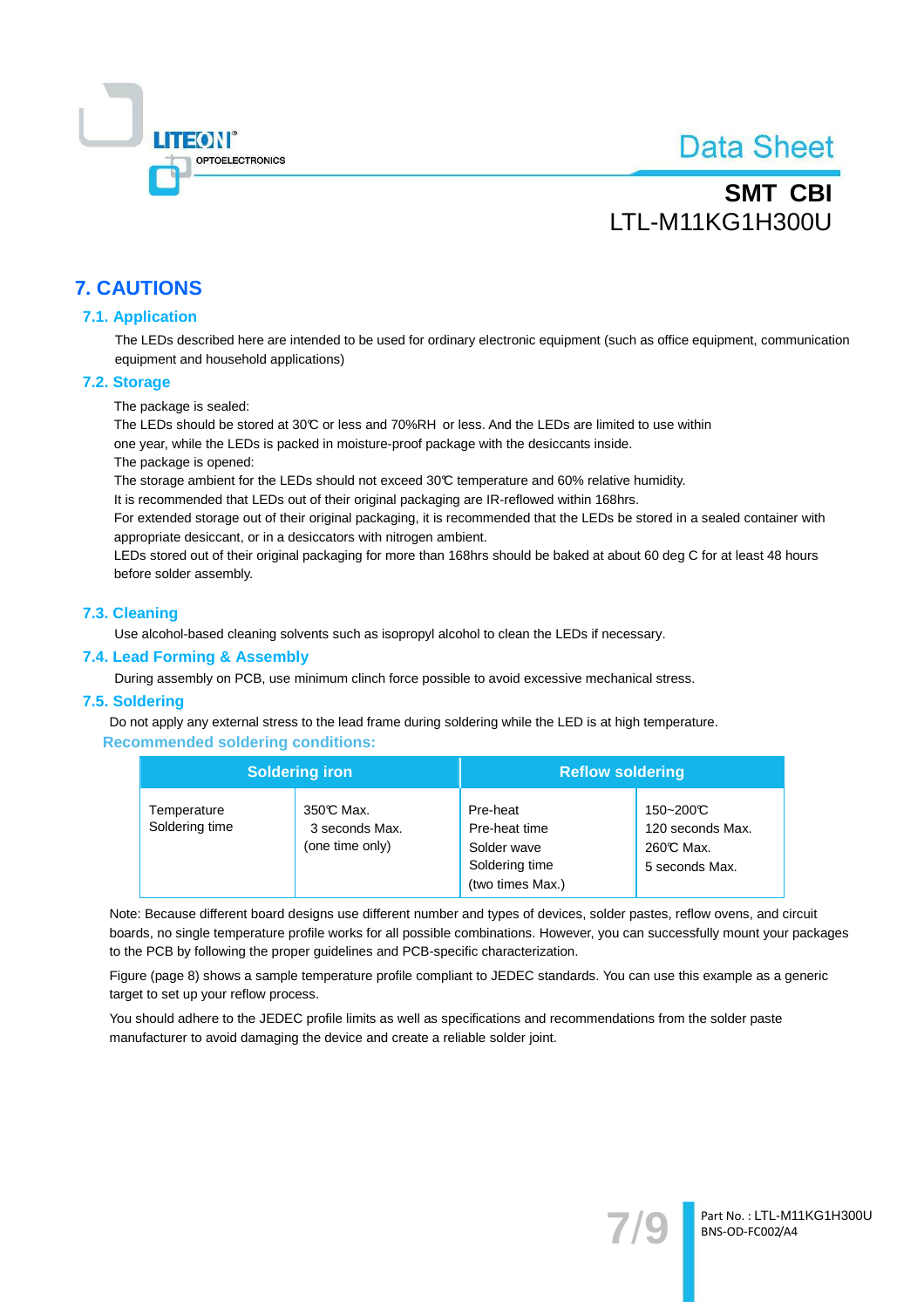# 7. CAUTIONS

## 7.1. Application

The LEDs described here are intended to be used for ordinary electronic equipment (such as office equipment, communication equipment and household applications)

## 7.2. Storage

The package is sealed:
The LEDs should be stored at 30℃ or less and 70%RH or less. And the LEDs are limited to use within one year, while the LEDs is packed in moisture-proof package with the desiccants inside.
The package is opened:
The storage ambient for the LEDs should not exceed 30℃ temperature and 60% relative humidity.
It is recommended that LEDs out of their original packaging are IR-reflowed within 168hrs.
For extended storage out of their original packaging, it is recommended that the LEDs be stored in a sealed container with appropriate desicant, or in a desiccators with nitrogen ambient.
LEDs stored out of their original packaging for more than 168hrs should be baked at about 60 deg C for at least 48 hours before solder assembly.

## 7.3. Cleaning

Use alcohol-based cleaning solvents such as isopropyl alcohol to clean the LEDs if necessary.

## 7.4. Lead Forming & Assembly

During assembly on PCB, use minimum clinch force possible to avoid excessive mechanical stress.

## 7.5. Soldering

Do not apply any external stress to the lead frame during soldering while the LED is at high temperature.

**Recommended soldering conditions:**

| Soldering iron | | Reflow soldering | |
|---|---|---|---|
| Temperature<br>Soldering time | 350℃ Max.<br>3 seconds Max.<br>(one time only) | Pre-heat<br>Pre-heat time<br>Solder wave<br>Soldering time<br>(two times Max.) | 150~200℃<br>120 seconds Max.<br>260℃ Max.<br>5 seconds Max. |

Note: Because different board designs use different number and types of devices, solder pastes, reflow ovens, and circuit boards, no single temperature profile works for all possible combinations. However, you can successfully mount your packages to the PCB by following the proper guidelines and PCB-specific characterization.

Figure (page 8) shows a sample temperature profile compliant to JEDEC standards. You can use this example as a generic target to set up your reflow process.

You should adhere to the JEDEC profile limits as well as specifications and recommendations from the solder paste manufacturer to avoid damaging the device and create a reliable solder joint.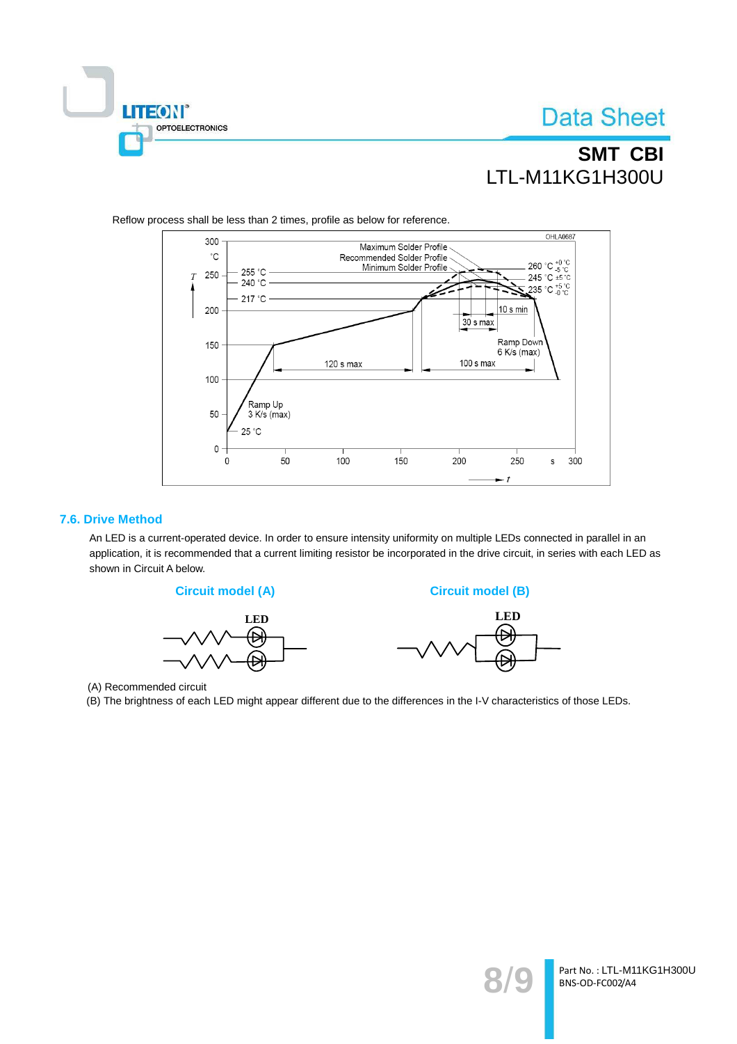Reflow process shall be less than 2 times, profile as below for reference.

### 7.6. Drive Method

An LED is a current-operated device. In order to ensure intensity uniformity on multiple LEDs connected in parallel in an application, it is recommended that a current limiting resistor be incorporated in the drive circuit, in series with each LED as shown in Circuit A below.

**Circuit model (A)** **Circuit model (B)**

(A) Recommended circuit

(B) The brightness of each LED might appear different due to the differences in the I-V characteristics of those LEDs.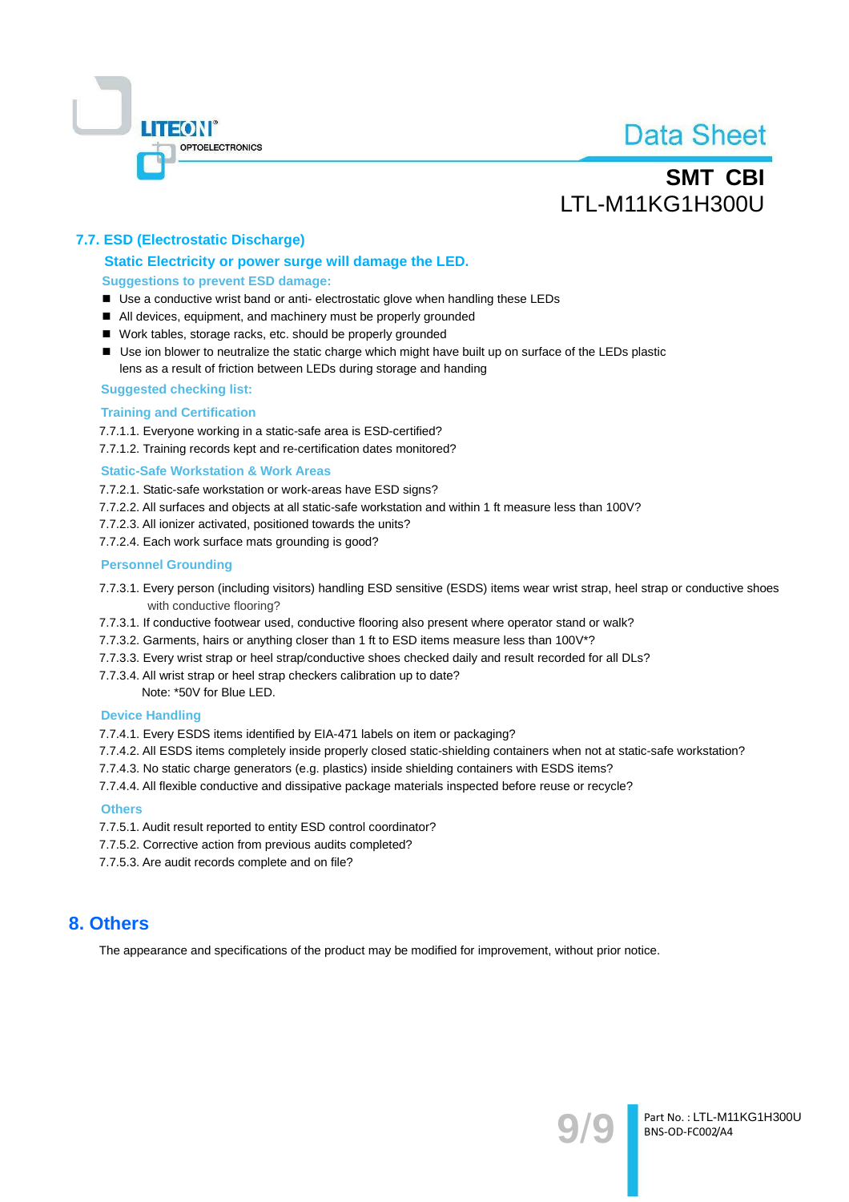## 7.7. ESD (Electrostatic Discharge)

**Static Electricity or power surge will damage the LED.**

**Suggestions to prevent ESD damage:**

- Use a conductive wrist band or anti- electrostatic glove when handling these LEDs
- All devices, equipment, and machinery must be properly grounded
- Work tables, storage racks, etc. should be properly grounded
- Use ion blower to neutralize the static charge which might have built up on surface of the LEDs plastic lens as a result of friction between LEDs during storage and handing

**Suggested checking list:**

**Training and Certification**

7.7.1.1. Everyone working in a static-safe area is ESD-certified?
7.7.1.2. Training records kept and re-certification dates monitored?

**Static-Safe Workstation & Work Areas**

7.7.2.1. Static-safe workstation or work-areas have ESD signs?
7.7.2.2. All surfaces and objects at all static-safe workstation and within 1 ft measure less than 100V?
7.7.2.3. All ionizer activated, positioned towards the units?
7.7.2.4. Each work surface mats grounding is good?

**Personnel Grounding**

7.7.3.1. Every person (including visitors) handling ESD sensitive (ESDS) items wear wrist strap, heel strap or conductive shoes with conductive flooring?
7.7.3.1. If conductive footwear used, conductive flooring also present where operator stand or walk?
7.7.3.2. Garments, hairs or anything closer than 1 ft to ESD items measure less than 100V*?
7.7.3.3. Every wrist strap or heel strap/conductive shoes checked daily and result recorded for all DLs?
7.7.3.4. All wrist strap or heel strap checkers calibration up to date?
Note: *50V for Blue LED.

**Device Handling**

7.7.4.1. Every ESDS items identified by EIA-471 labels on item or packaging?
7.7.4.2. All ESDS items completely inside properly closed static-shielding containers when not at static-safe workstation?
7.7.4.3. No static charge generators (e.g. plastics) inside shielding containers with ESDS items?
7.7.4.4. All flexible conductive and dissipative package materials inspected before reuse or recycle?

**Others**

7.7.5.1. Audit result reported to entity ESD control coordinator?
7.7.5.2. Corrective action from previous audits completed?
7.7.5.3. Are audit records complete and on file?

# 8. Others

The appearance and specifications of the product may be modified for improvement, without prior notice.